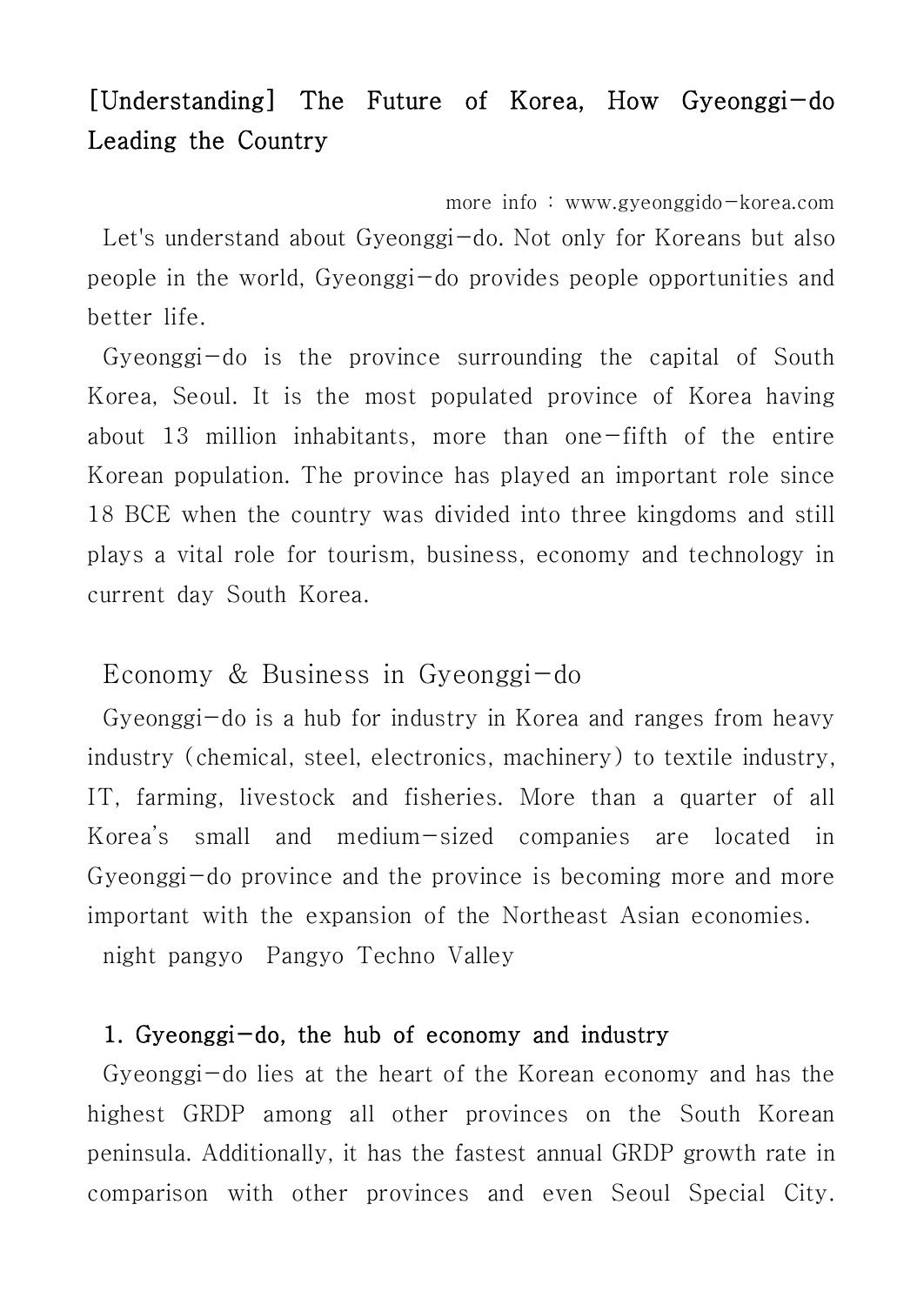# [Understanding] The Future of Korea, How Gyeonggi-do Leading the Country

more info : www.gyeonggido-korea.com

Let's understand about Gyeonggi-do. Not only for Koreans but also people in the world, Gyeonggi-do provides people opportunities and better life.

Gyeonggi-do is the province surrounding the capital of South Korea, Seoul. It is the most populated province of Korea having about 13 million inhabitants, more than one-fifth of the entire Korean population. The province has played an important role since 18 BCE when the country was divided into three kingdoms and still plays a vital role for tourism, business, economy and technology in current day South Korea.

## Economy & Business in Gyeonggi-do

Gyeonggi-do is a hub for industry in Korea and ranges from heavy industry (chemical, steel, electronics, machinery) to textile industry, IT, farming, livestock and fisheries. More than a quarter of all Korea's small and medium-sized companies are located in Gyeonggi-do province and the province is becoming more and more important with the expansion of the Northeast Asian economies.

night pangyo  Pangyo Techno Valley

### 1. Gyeonggi-do, the hub of economy and industry

Gyeonggi-do lies at the heart of the Korean economy and has the highest GRDP among all other provinces on the South Korean peninsula. Additionally, it has the fastest annual GRDP growth rate in comparison with other provinces and even Seoul Special City.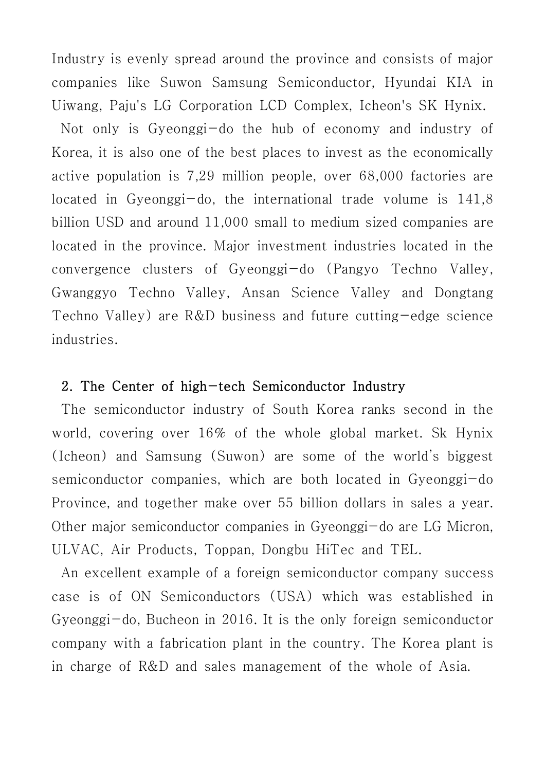Industry is evenly spread around the province and consists of major companies like Suwon Samsung Semiconductor, Hyundai KIA in Uiwang, Paju's LG Corporation LCD Complex, Icheon's SK Hynix.

Not only is Gyeonggi-do the hub of economy and industry of Korea, it is also one of the best places to invest as the economically active population is 7,29 million people, over 68,000 factories are located in Gyeonggi-do, the international trade volume is 141,8 billion USD and around 11,000 small to medium sized companies are located in the province. Major investment industries located in the convergence clusters of Gyeonggi-do (Pangyo Techno Valley, Gwanggyo Techno Valley, Ansan Science Valley and Dongtang Techno Valley) are R&D business and future cutting-edge science industries.

## 2. The Center of high-tech Semiconductor Industry

The semiconductor industry of South Korea ranks second in the world, covering over 16% of the whole global market. Sk Hynix (Icheon) and Samsung (Suwon) are some of the world's biggest semiconductor companies, which are both located in Gyeonggi-do Province, and together make over 55 billion dollars in sales a year. Other major semiconductor companies in Gyeonggi-do are LG Micron, ULVAC, Air Products, Toppan, Dongbu HiTec and TEL.

An excellent example of a foreign semiconductor company success case is of ON Semiconductors (USA) which was established in Gyeonggi-do, Bucheon in 2016. It is the only foreign semiconductor company with a fabrication plant in the country. The Korea plant is in charge of R&D and sales management of the whole of Asia.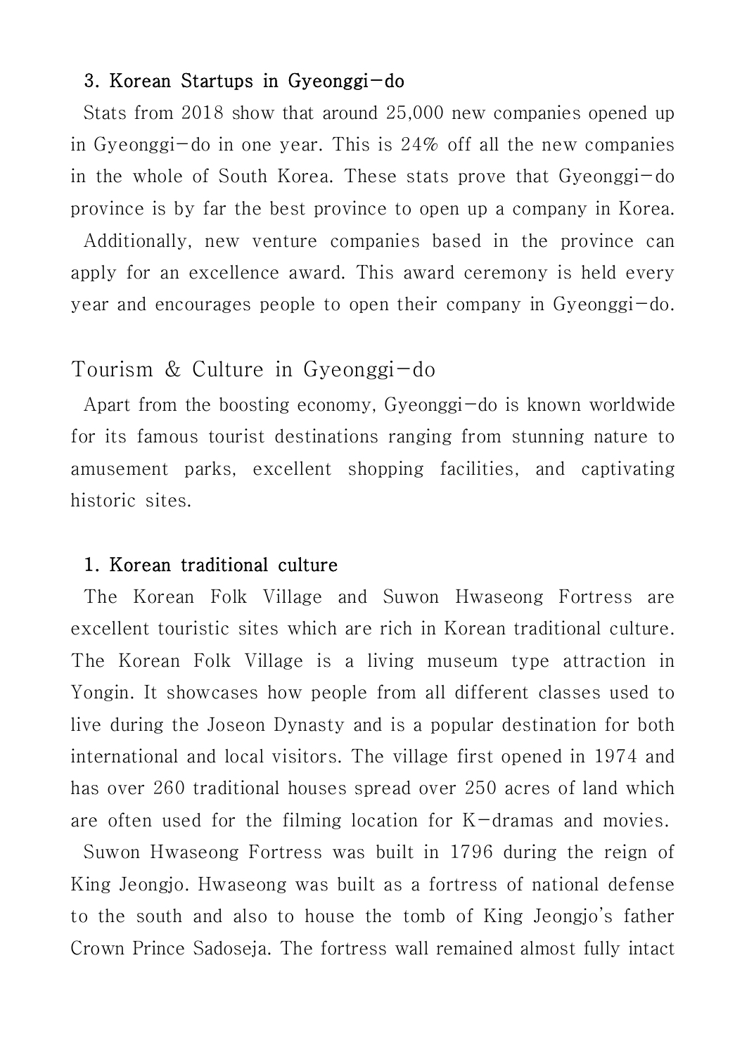### 3. Korean Startups in Gyeonggi-do

Stats from 2018 show that around 25,000 new companies opened up in Gyeonggi-do in one year. This is 24% off all the new companies in the whole of South Korea. These stats prove that Gyeonggi-do province is by far the best province to open up a company in Korea.

Additionally, new venture companies based in the province can apply for an excellence award. This award ceremony is held every year and encourages people to open their company in Gyeonggi-do.

## Tourism & Culture in Gyeonggi-do

Apart from the boosting economy, Gyeonggi-do is known worldwide for its famous tourist destinations ranging from stunning nature to amusement parks, excellent shopping facilities, and captivating historic sites.

### 1. Korean traditional culture

The Korean Folk Village and Suwon Hwaseong Fortress are excellent touristic sites which are rich in Korean traditional culture. The Korean Folk Village is a living museum type attraction in Yongin. It showcases how people from all different classes used to live during the Joseon Dynasty and is a popular destination for both international and local visitors. The village first opened in 1974 and has over 260 traditional houses spread over 250 acres of land which are often used for the filming location for K-dramas and movies.

Suwon Hwaseong Fortress was built in 1796 during the reign of King Jeongjo. Hwaseong was built as a fortress of national defense to the south and also to house the tomb of King Jeongjo's father Crown Prince Sadoseja. The fortress wall remained almost fully intact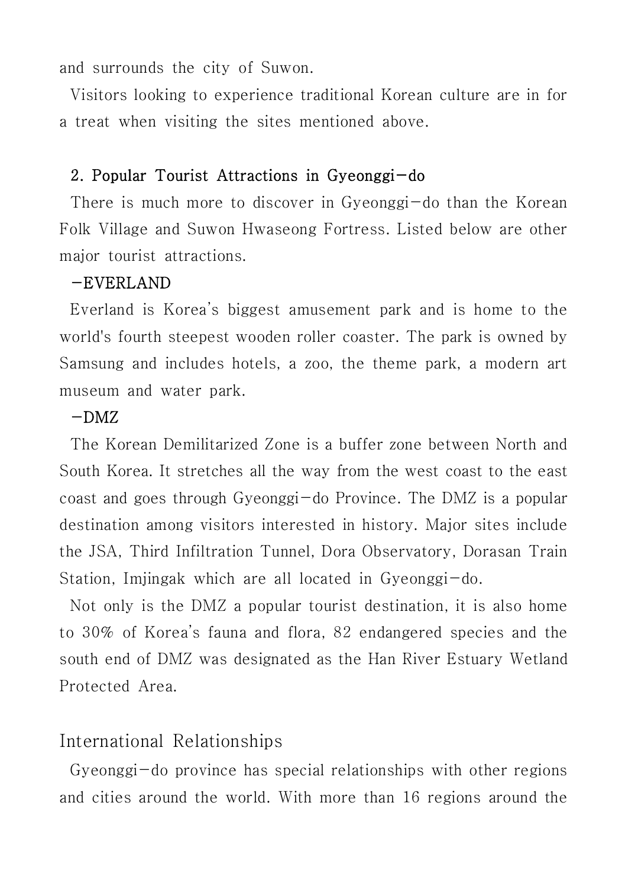and surrounds the city of Suwon.

Visitors looking to experience traditional Korean culture are in for a treat when visiting the sites mentioned above.

### 2. Popular Tourist Attractions in Gyeonggi-do

There is much more to discover in Gyeonggi-do than the Korean Folk Village and Suwon Hwaseong Fortress. Listed below are other major tourist attractions.

-EVERLAND

Everland is Korea's biggest amusement park and is home to the world's fourth steepest wooden roller coaster. The park is owned by Samsung and includes hotels, a zoo, the theme park, a modern art museum and water park.

-DMZ

The Korean Demilitarized Zone is a buffer zone between North and South Korea. It stretches all the way from the west coast to the east coast and goes through Gyeonggi-do Province. The DMZ is a popular destination among visitors interested in history. Major sites include the JSA, Third Infiltration Tunnel, Dora Observatory, Dorasan Train Station, Imjingak which are all located in Gyeonggi-do.

Not only is the DMZ a popular tourist destination, it is also home to 30% of Korea's fauna and flora, 82 endangered species and the south end of DMZ was designated as the Han River Estuary Wetland Protected Area.

## International Relationships

Gyeonggi-do province has special relationships with other regions and cities around the world. With more than 16 regions around the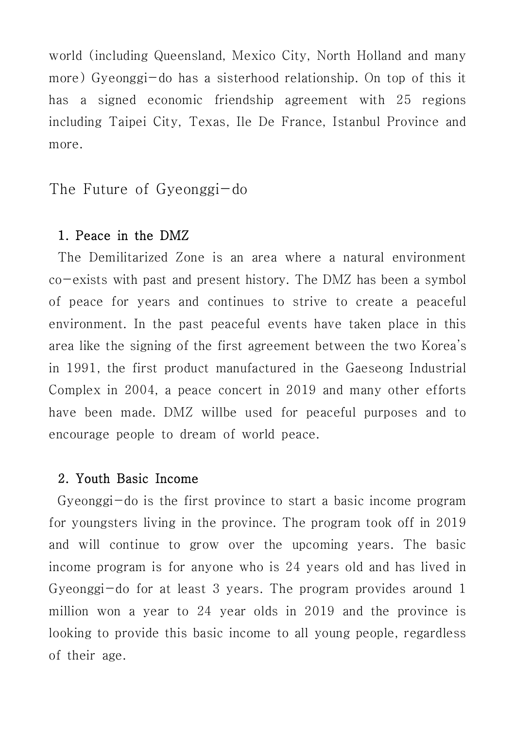world (including Queensland, Mexico City, North Holland and many more) Gyeonggi-do has a sisterhood relationship. On top of this it has a signed economic friendship agreement with 25 regions including Taipei City, Texas, Ile De France, Istanbul Province and more.

## The Future of Gyeonggi-do

### 1. Peace in the DMZ

The Demilitarized Zone is an area where a natural environment co-exists with past and present history. The DMZ has been a symbol of peace for years and continues to strive to create a peaceful environment. In the past peaceful events have taken place in this area like the signing of the first agreement between the two Korea's in 1991, the first product manufactured in the Gaeseong Industrial Complex in 2004, a peace concert in 2019 and many other efforts have been made. DMZ willbe used for peaceful purposes and to encourage people to dream of world peace.

### 2. Youth Basic Income

Gyeonggi-do is the first province to start a basic income program for youngsters living in the province. The program took off in 2019 and will continue to grow over the upcoming years. The basic income program is for anyone who is 24 years old and has lived in Gyeonggi-do for at least 3 years. The program provides around 1 million won a year to 24 year olds in 2019 and the province is looking to provide this basic income to all young people, regardless of their age.